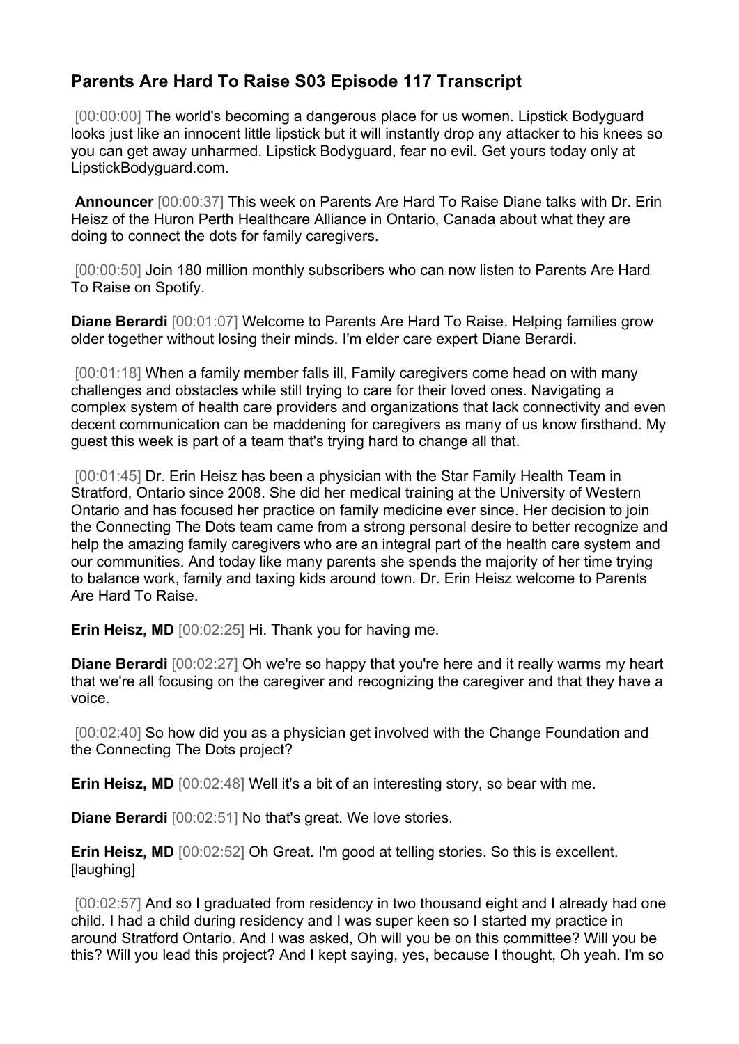## Parents Are Hard To Raise S03 Episode 117 Transcript

[00:00:00] The world's becoming a dangerous place for us women. Lipstick Bodyguard looks just like an innocent little lipstick but it will instantly drop any attacker to his knees so you can get away unharmed. Lipstick Bodyguard, fear no evil. Get yours today only at LipstickBodyguard.com.

**Announcer** [00:00:37] This week on Parents Are Hard To Raise Diane talks with Dr. Erin Heisz of the Huron Perth Healthcare Alliance in Ontario, Canada about what they are doing to connect the dots for family caregivers.

[00:00:50] Join 180 million monthly subscribers who can now listen to Parents Are Hard To Raise on Spotify.

**Diane Berardi** [00:01:07] Welcome to Parents Are Hard To Raise. Helping families grow older together without losing their minds. I'm elder care expert Diane Berardi.

[00:01:18] When a family member falls ill, Family caregivers come head on with many challenges and obstacles while still trying to care for their loved ones. Navigating a complex system of health care providers and organizations that lack connectivity and even decent communication can be maddening for caregivers as many of us know firsthand. My guest this week is part of a team that's trying hard to change all that.

[00:01:45] Dr. Erin Heisz has been a physician with the Star Family Health Team in Stratford, Ontario since 2008. She did her medical training at the University of Western Ontario and has focused her practice on family medicine ever since. Her decision to join the Connecting The Dots team came from a strong personal desire to better recognize and help the amazing family caregivers who are an integral part of the health care system and our communities. And today like many parents she spends the majority of her time trying to balance work, family and taxing kids around town. Dr. Erin Heisz welcome to Parents Are Hard To Raise.

**Erin Heisz, MD** [00:02:25] Hi. Thank you for having me.

**Diane Berardi** [00:02:27] Oh we're so happy that you're here and it really warms my heart that we're all focusing on the caregiver and recognizing the caregiver and that they have a voice.

[00:02:40] So how did you as a physician get involved with the Change Foundation and the Connecting The Dots project?

**Erin Heisz, MD** [00:02:48] Well it's a bit of an interesting story, so bear with me.

**Diane Berardi** [00:02:51] No that's great. We love stories.

**Erin Heisz, MD** [00:02:52] Oh Great. I'm good at telling stories. So this is excellent. [laughing]

[00:02:57] And so I graduated from residency in two thousand eight and I already had one child. I had a child during residency and I was super keen so I started my practice in around Stratford Ontario. And I was asked, Oh will you be on this committee? Will you be this? Will you lead this project? And I kept saying, yes, because I thought, Oh yeah. I'm so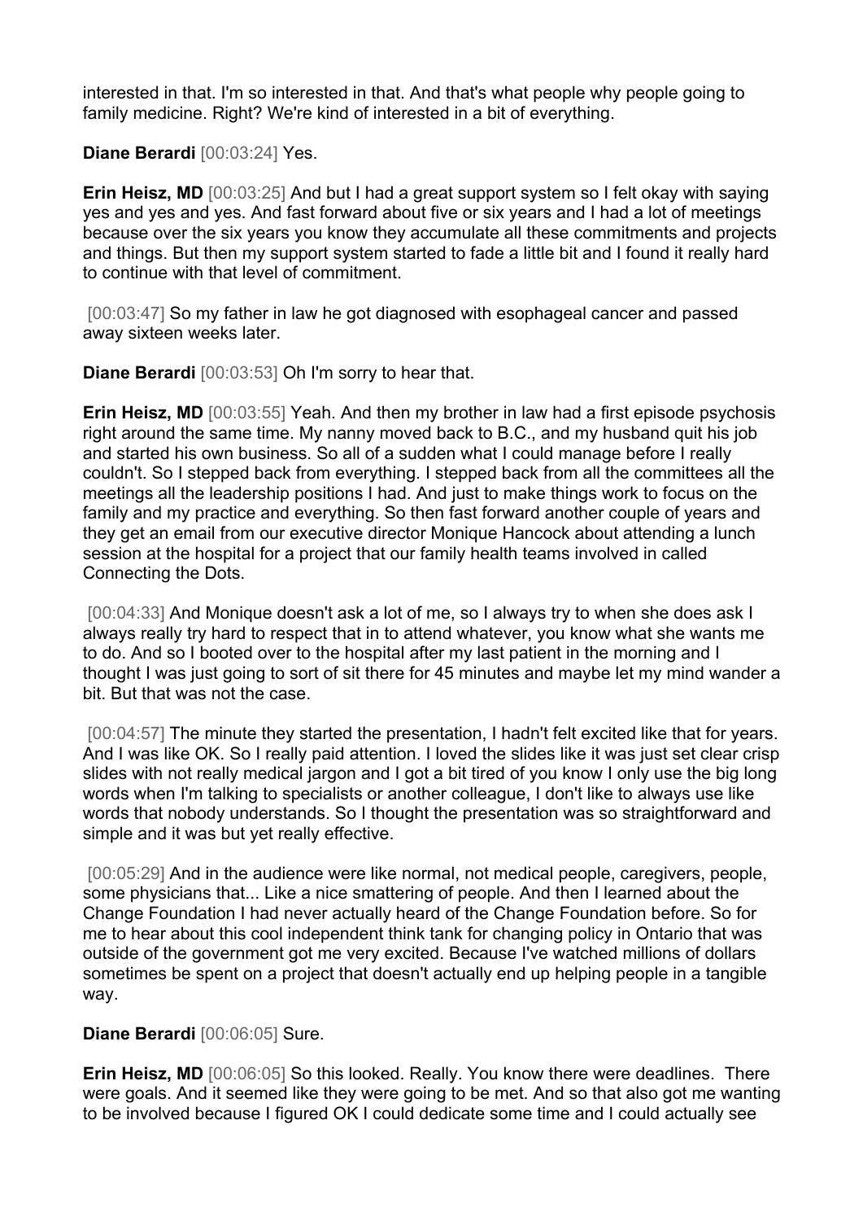interested in that. I'm so interested in that. And that's what people why people going to family medicine. Right? We're kind of interested in a bit of everything.

**Diane Berardi** [00:03:24] Yes.

**Erin Heisz, MD** [00:03:25] And but I had a great support system so I felt okay with saying yes and yes and yes. And fast forward about five or six years and I had a lot of meetings because over the six years you know they accumulate all these commitments and projects and things. But then my support system started to fade a little bit and I found it really hard to continue with that level of commitment.

[00:03:47] So my father in law he got diagnosed with esophageal cancer and passed away sixteen weeks later.

**Diane Berardi** [00:03:53] Oh I'm sorry to hear that.

**Erin Heisz, MD** [00:03:55] Yeah. And then my brother in law had a first episode psychosis right around the same time. My nanny moved back to B.C., and my husband quit his job and started his own business. So all of a sudden what I could manage before I really couldn't. So I stepped back from everything. I stepped back from all the committees all the meetings all the leadership positions I had. And just to make things work to focus on the family and my practice and everything. So then fast forward another couple of years and they get an email from our executive director Monique Hancock about attending a lunch session at the hospital for a project that our family health teams involved in called Connecting the Dots.

[00:04:33] And Monique doesn't ask a lot of me, so I always try to when she does ask I always really try hard to respect that in to attend whatever, you know what she wants me to do. And so I booted over to the hospital after my last patient in the morning and I thought I was just going to sort of sit there for 45 minutes and maybe let my mind wander a bit. But that was not the case.

[00:04:57] The minute they started the presentation, I hadn't felt excited like that for years. And I was like OK. So I really paid attention. I loved the slides like it was just set clear crisp slides with not really medical jargon and I got a bit tired of you know I only use the big long words when I'm talking to specialists or another colleague, I don't like to always use like words that nobody understands. So I thought the presentation was so straightforward and simple and it was but yet really effective.

[00:05:29] And in the audience were like normal, not medical people, caregivers, people, some physicians that... Like a nice smattering of people. And then I learned about the Change Foundation I had never actually heard of the Change Foundation before. So for me to hear about this cool independent think tank for changing policy in Ontario that was outside of the government got me very excited. Because I've watched millions of dollars sometimes be spent on a project that doesn't actually end up helping people in a tangible way.

**Diane Berardi** [00:06:05] Sure.

**Erin Heisz, MD** [00:06:05] So this looked. Really. You know there were deadlines. There were goals. And it seemed like they were going to be met. And so that also got me wanting to be involved because I figured OK I could dedicate some time and I could actually see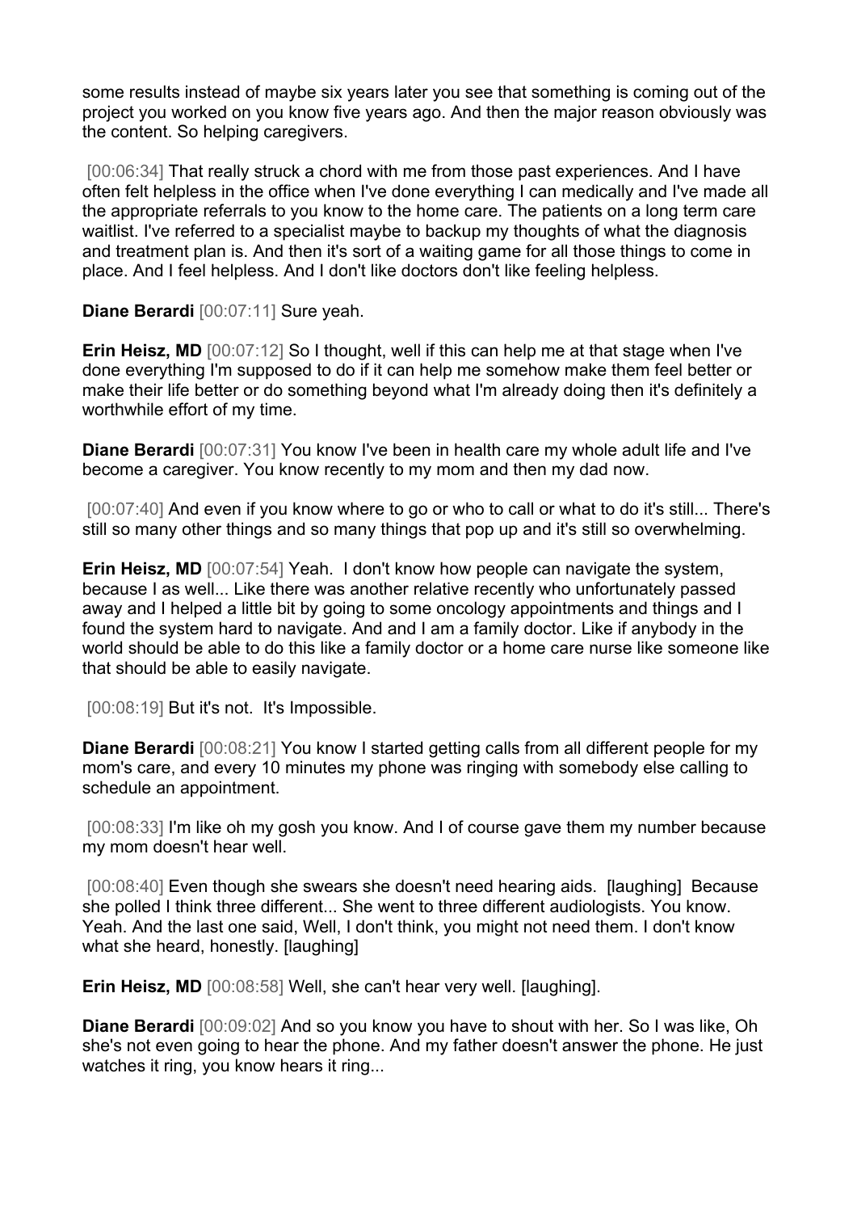some results instead of maybe six years later you see that something is coming out of the project you worked on you know five years ago. And then the major reason obviously was the content. So helping caregivers.

[00:06:34] That really struck a chord with me from those past experiences. And I have often felt helpless in the office when I've done everything I can medically and I've made all the appropriate referrals to you know to the home care. The patients on a long term care waitlist. I've referred to a specialist maybe to backup my thoughts of what the diagnosis and treatment plan is. And then it's sort of a waiting game for all those things to come in place. And I feel helpless. And I don't like doctors don't like feeling helpless.

**Diane Berardi** [00:07:11] Sure yeah.

**Erin Heisz, MD** [00:07:12] So I thought, well if this can help me at that stage when I've done everything I'm supposed to do if it can help me somehow make them feel better or make their life better or do something beyond what I'm already doing then it's definitely a worthwhile effort of my time.

**Diane Berardi** [00:07:31] You know I've been in health care my whole adult life and I've become a caregiver. You know recently to my mom and then my dad now.

[00:07:40] And even if you know where to go or who to call or what to do it's still... There's still so many other things and so many things that pop up and it's still so overwhelming.

**Erin Heisz, MD** [00:07:54] Yeah. I don't know how people can navigate the system, because I as well... Like there was another relative recently who unfortunately passed away and I helped a little bit by going to some oncology appointments and things and I found the system hard to navigate. And and I am a family doctor. Like if anybody in the world should be able to do this like a family doctor or a home care nurse like someone like that should be able to easily navigate.

[00:08:19] But it's not. It's Impossible.

**Diane Berardi** [00:08:21] You know I started getting calls from all different people for my mom's care, and every 10 minutes my phone was ringing with somebody else calling to schedule an appointment.

[00:08:33] I'm like oh my gosh you know. And I of course gave them my number because my mom doesn't hear well.

[00:08:40] Even though she swears she doesn't need hearing aids. [laughing] Because she polled I think three different... She went to three different audiologists. You know. Yeah. And the last one said, Well, I don't think, you might not need them. I don't know what she heard, honestly. [laughing]

**Erin Heisz, MD** [00:08:58] Well, she can't hear very well. [laughing].

**Diane Berardi** [00:09:02] And so you know you have to shout with her. So I was like, Oh she's not even going to hear the phone. And my father doesn't answer the phone. He just watches it ring, you know hears it ring...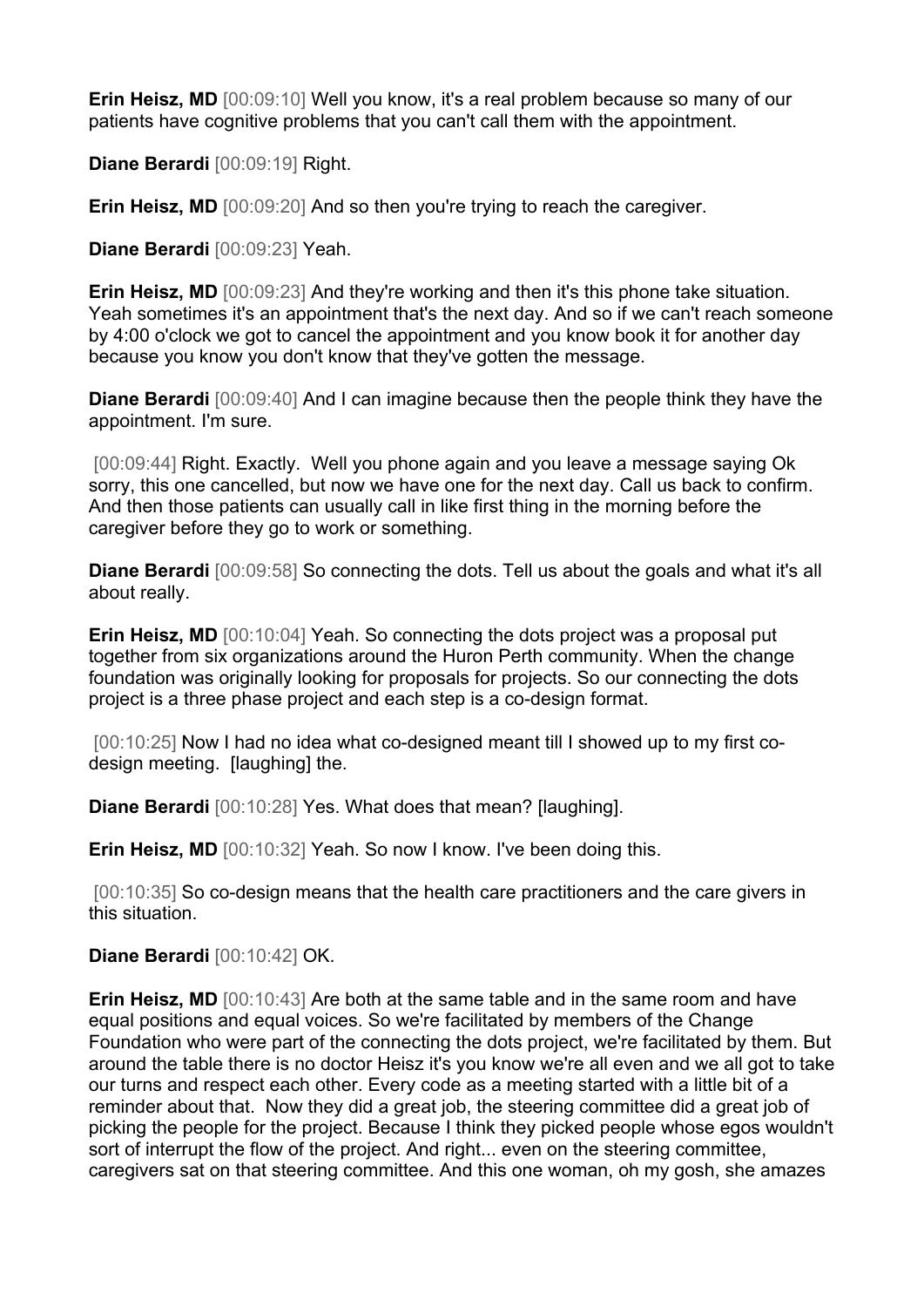**Erin Heisz, MD** [00:09:10] Well you know, it's a real problem because so many of our patients have cognitive problems that you can't call them with the appointment.

**Diane Berardi** [00:09:19] Right.

**Erin Heisz, MD** [00:09:20] And so then you're trying to reach the caregiver.

**Diane Berardi** [00:09:23] Yeah.

**Erin Heisz, MD** [00:09:23] And they're working and then it's this phone take situation. Yeah sometimes it's an appointment that's the next day. And so if we can't reach someone by 4:00 o'clock we got to cancel the appointment and you know book it for another day because you know you don't know that they've gotten the message.

**Diane Berardi** [00:09:40] And I can imagine because then the people think they have the appointment. I'm sure.

[00:09:44] Right. Exactly. Well you phone again and you leave a message saying Ok sorry, this one cancelled, but now we have one for the next day. Call us back to confirm. And then those patients can usually call in like first thing in the morning before the caregiver before they go to work or something.

**Diane Berardi** [00:09:58] So connecting the dots. Tell us about the goals and what it's all about really.

**Erin Heisz, MD** [00:10:04] Yeah. So connecting the dots project was a proposal put together from six organizations around the Huron Perth community. When the change foundation was originally looking for proposals for projects. So our connecting the dots project is a three phase project and each step is a co-design format.

[00:10:25] Now I had no idea what co-designed meant till I showed up to my first co-design meeting. [laughing] the.

**Diane Berardi** [00:10:28] Yes. What does that mean? [laughing].

**Erin Heisz, MD** [00:10:32] Yeah. So now I know. I've been doing this.

[00:10:35] So co-design means that the health care practitioners and the care givers in this situation.

**Diane Berardi** [00:10:42] OK.

**Erin Heisz, MD** [00:10:43] Are both at the same table and in the same room and have equal positions and equal voices. So we're facilitated by members of the Change Foundation who were part of the connecting the dots project, we're facilitated by them. But around the table there is no doctor Heisz it's you know we're all even and we all got to take our turns and respect each other. Every code as a meeting started with a little bit of a reminder about that. Now they did a great job, the steering committee did a great job of picking the people for the project. Because I think they picked people whose egos wouldn't sort of interrupt the flow of the project. And right... even on the steering committee, caregivers sat on that steering committee. And this one woman, oh my gosh, she amazes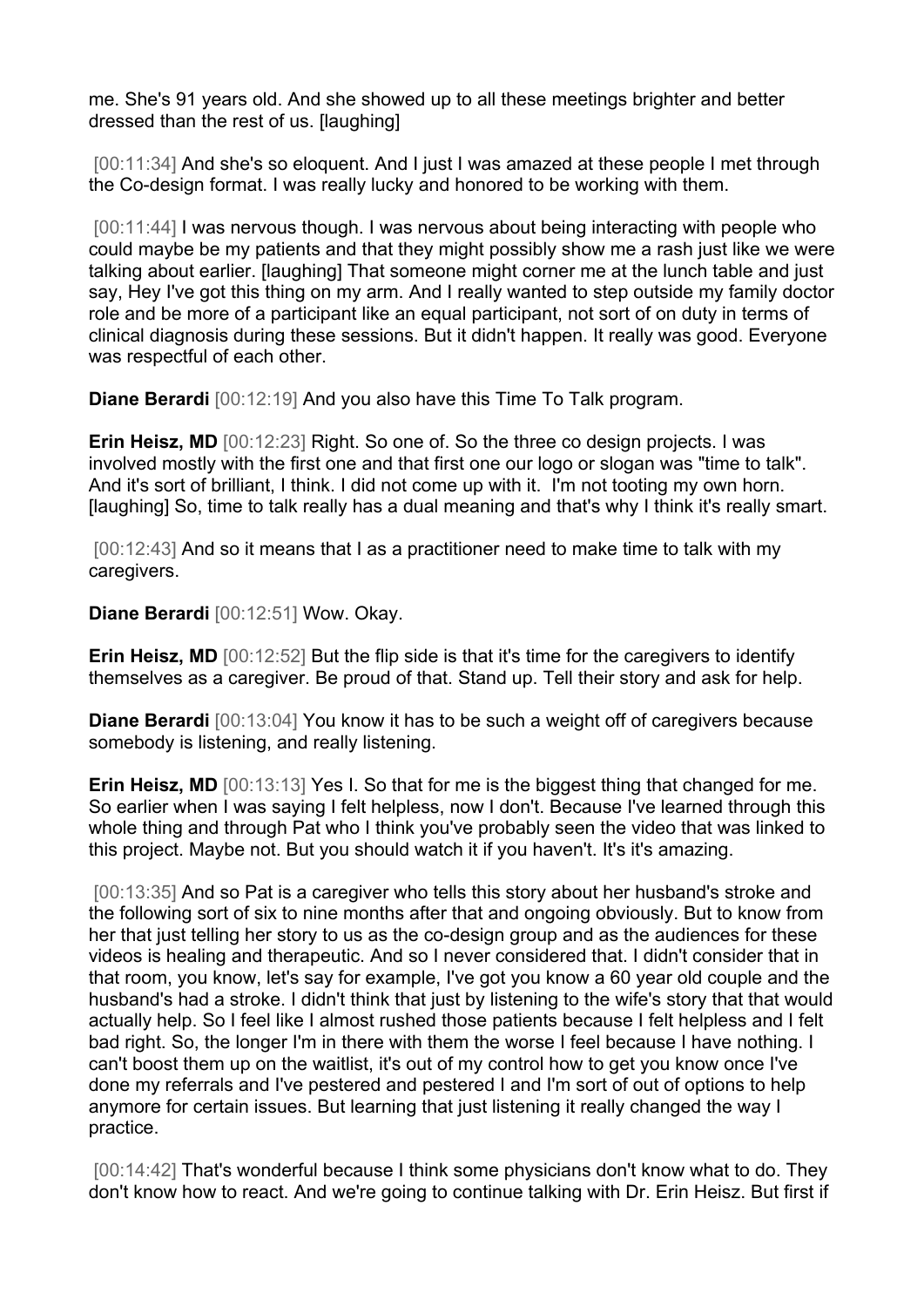me. She's 91 years old. And she showed up to all these meetings brighter and better dressed than the rest of us. [laughing]

[00:11:34] And she's so eloquent. And I just I was amazed at these people I met through the Co-design format. I was really lucky and honored to be working with them.

[00:11:44] I was nervous though. I was nervous about being interacting with people who could maybe be my patients and that they might possibly show me a rash just like we were talking about earlier. [laughing] That someone might corner me at the lunch table and just say, Hey I've got this thing on my arm. And I really wanted to step outside my family doctor role and be more of a participant like an equal participant, not sort of on duty in terms of clinical diagnosis during these sessions. But it didn't happen. It really was good. Everyone was respectful of each other.

**Diane Berardi** [00:12:19] And you also have this Time To Talk program.

**Erin Heisz, MD** [00:12:23] Right. So one of. So the three co design projects. I was involved mostly with the first one and that first one our logo or slogan was "time to talk". And it's sort of brilliant, I think. I did not come up with it. I'm not tooting my own horn. [laughing] So, time to talk really has a dual meaning and that's why I think it's really smart.

[00:12:43] And so it means that I as a practitioner need to make time to talk with my caregivers.

**Diane Berardi** [00:12:51] Wow. Okay.

**Erin Heisz, MD** [00:12:52] But the flip side is that it's time for the caregivers to identify themselves as a caregiver. Be proud of that. Stand up. Tell their story and ask for help.

**Diane Berardi** [00:13:04] You know it has to be such a weight off of caregivers because somebody is listening, and really listening.

**Erin Heisz, MD** [00:13:13] Yes I. So that for me is the biggest thing that changed for me. So earlier when I was saying I felt helpless, now I don't. Because I've learned through this whole thing and through Pat who I think you've probably seen the video that was linked to this project. Maybe not. But you should watch it if you haven't. It's it's amazing.

[00:13:35] And so Pat is a caregiver who tells this story about her husband's stroke and the following sort of six to nine months after that and ongoing obviously. But to know from her that just telling her story to us as the co-design group and as the audiences for these videos is healing and therapeutic. And so I never considered that. I didn't consider that in that room, you know, let's say for example, I've got you know a 60 year old couple and the husband's had a stroke. I didn't think that just by listening to the wife's story that that would actually help. So I feel like I almost rushed those patients because I felt helpless and I felt bad right. So, the longer I'm in there with them the worse I feel because I have nothing. I can't boost them up on the waitlist, it's out of my control how to get you know once I've done my referrals and I've pestered and pestered I and I'm sort of out of options to help anymore for certain issues. But learning that just listening it really changed the way I practice.

[00:14:42] That's wonderful because I think some physicians don't know what to do. They don't know how to react. And we're going to continue talking with Dr. Erin Heisz. But first if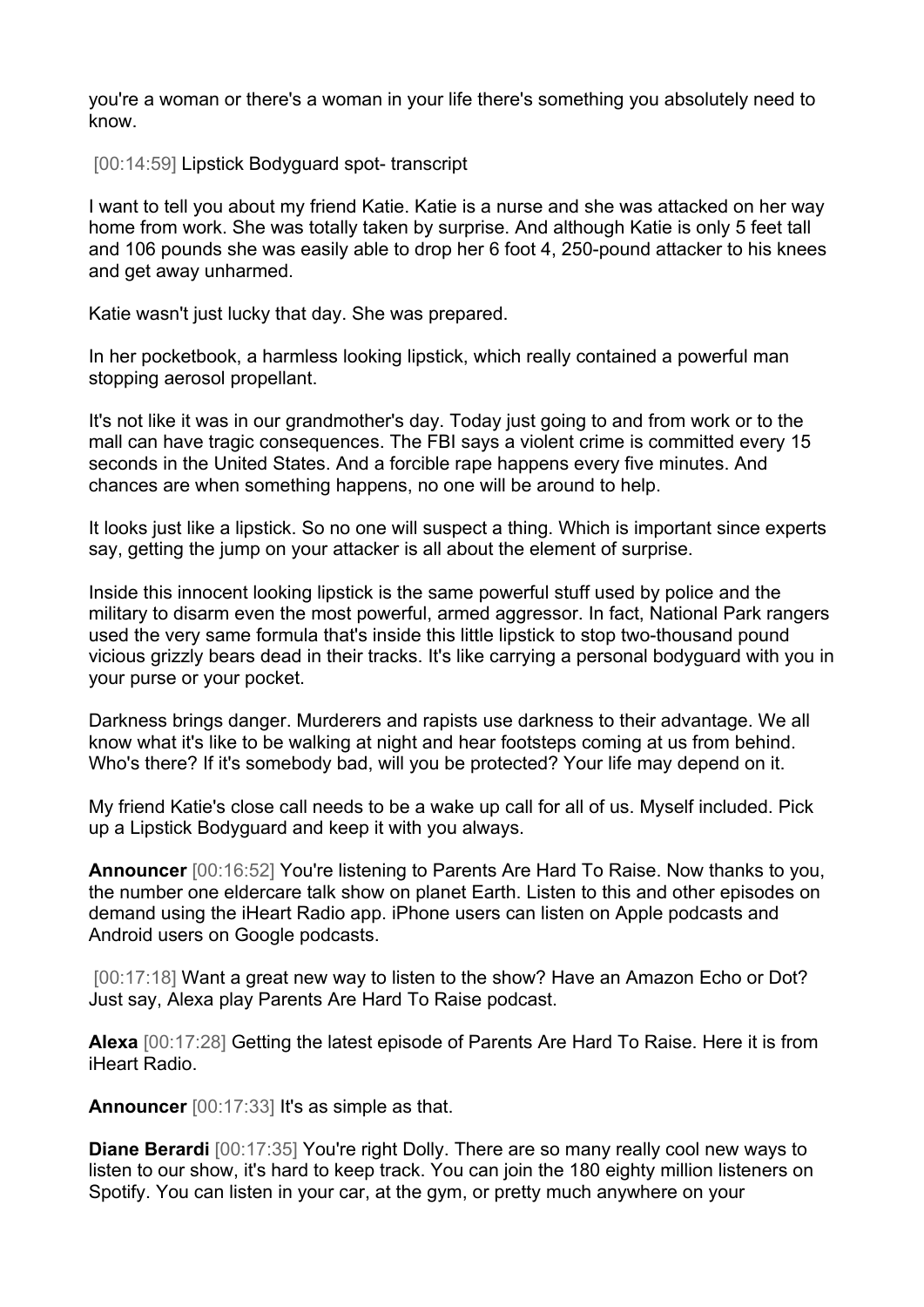you're a woman or there's a woman in your life there's something you absolutely need to know.

[00:14:59] Lipstick Bodyguard spot- transcript

I want to tell you about my friend Katie. Katie is a nurse and she was attacked on her way home from work. She was totally taken by surprise. And although Katie is only 5 feet tall and 106 pounds she was easily able to drop her 6 foot 4, 250-pound attacker to his knees and get away unharmed.

Katie wasn't just lucky that day. She was prepared.

In her pocketbook, a harmless looking lipstick, which really contained a powerful man stopping aerosol propellant.

It's not like it was in our grandmother's day. Today just going to and from work or to the mall can have tragic consequences. The FBI says a violent crime is committed every 15 seconds in the United States. And a forcible rape happens every five minutes. And chances are when something happens, no one will be around to help.

It looks just like a lipstick. So no one will suspect a thing. Which is important since experts say, getting the jump on your attacker is all about the element of surprise.

Inside this innocent looking lipstick is the same powerful stuff used by police and the military to disarm even the most powerful, armed aggressor. In fact, National Park rangers used the very same formula that's inside this little lipstick to stop two-thousand pound vicious grizzly bears dead in their tracks. It's like carrying a personal bodyguard with you in your purse or your pocket.

Darkness brings danger. Murderers and rapists use darkness to their advantage. We all know what it's like to be walking at night and hear footsteps coming at us from behind. Who's there? If it's somebody bad, will you be protected? Your life may depend on it.

My friend Katie's close call needs to be a wake up call for all of us. Myself included. Pick up a Lipstick Bodyguard and keep it with you always.

**Announcer** [00:16:52] You're listening to Parents Are Hard To Raise. Now thanks to you, the number one eldercare talk show on planet Earth. Listen to this and other episodes on demand using the iHeart Radio app. iPhone users can listen on Apple podcasts and Android users on Google podcasts.

[00:17:18] Want a great new way to listen to the show? Have an Amazon Echo or Dot? Just say, Alexa play Parents Are Hard To Raise podcast.

**Alexa** [00:17:28] Getting the latest episode of Parents Are Hard To Raise. Here it is from iHeart Radio.

**Announcer** [00:17:33] It's as simple as that.

**Diane Berardi** [00:17:35] You're right Dolly. There are so many really cool new ways to listen to our show, it's hard to keep track. You can join the 180 eighty million listeners on Spotify. You can listen in your car, at the gym, or pretty much anywhere on your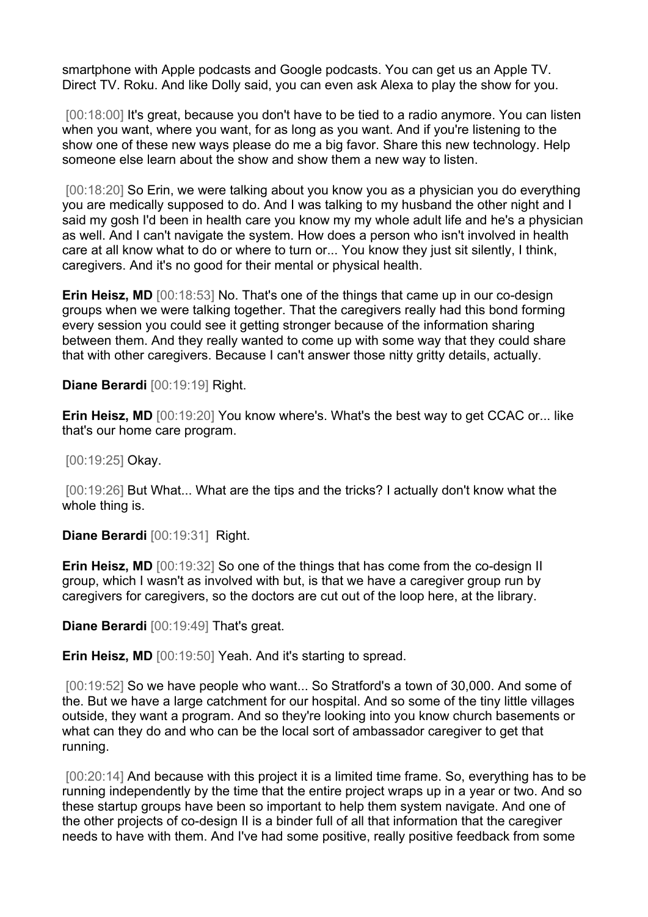smartphone with Apple podcasts and Google podcasts. You can get us an Apple TV. Direct TV. Roku. And like Dolly said, you can even ask Alexa to play the show for you.

[00:18:00] It's great, because you don't have to be tied to a radio anymore. You can listen when you want, where you want, for as long as you want. And if you're listening to the show one of these new ways please do me a big favor. Share this new technology. Help someone else learn about the show and show them a new way to listen.

[00:18:20] So Erin, we were talking about you know you as a physician you do everything you are medically supposed to do. And I was talking to my husband the other night and I said my gosh I'd been in health care you know my my whole adult life and he's a physician as well. And I can't navigate the system. How does a person who isn't involved in health care at all know what to do or where to turn or... You know they just sit silently, I think, caregivers. And it's no good for their mental or physical health.

**Erin Heisz, MD** [00:18:53] No. That's one of the things that came up in our co-design groups when we were talking together. That the caregivers really had this bond forming every session you could see it getting stronger because of the information sharing between them. And they really wanted to come up with some way that they could share that with other caregivers. Because I can't answer those nitty gritty details, actually.

**Diane Berardi** [00:19:19] Right.

**Erin Heisz, MD** [00:19:20] You know where's. What's the best way to get CCAC or... like that's our home care program.

[00:19:25] Okay.

[00:19:26] But What... What are the tips and the tricks? I actually don't know what the whole thing is.

**Diane Berardi** [00:19:31] Right.

**Erin Heisz, MD** [00:19:32] So one of the things that has come from the co-design II group, which I wasn't as involved with but, is that we have a caregiver group run by caregivers for caregivers, so the doctors are cut out of the loop here, at the library.

**Diane Berardi** [00:19:49] That's great.

**Erin Heisz, MD** [00:19:50] Yeah. And it's starting to spread.

[00:19:52] So we have people who want... So Stratford's a town of 30,000. And some of the. But we have a large catchment for our hospital. And so some of the tiny little villages outside, they want a program. And so they're looking into you know church basements or what can they do and who can be the local sort of ambassador caregiver to get that running.

[00:20:14] And because with this project it is a limited time frame. So, everything has to be running independently by the time that the entire project wraps up in a year or two. And so these startup groups have been so important to help them system navigate. And one of the other projects of co-design II is a binder full of all that information that the caregiver needs to have with them. And I've had some positive, really positive feedback from some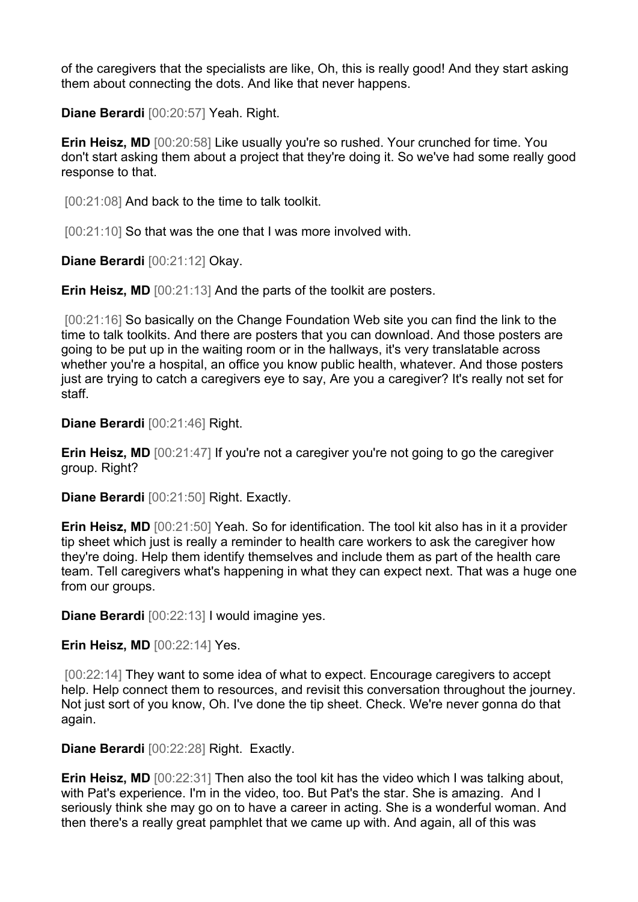of the caregivers that the specialists are like, Oh, this is really good! And they start asking them about connecting the dots. And like that never happens.

**Diane Berardi** [00:20:57] Yeah. Right.

**Erin Heisz, MD** [00:20:58] Like usually you're so rushed. Your crunched for time. You don't start asking them about a project that they're doing it. So we've had some really good response to that.

[00:21:08] And back to the time to talk toolkit.

[00:21:10] So that was the one that I was more involved with.

**Diane Berardi** [00:21:12] Okay.

**Erin Heisz, MD** [00:21:13] And the parts of the toolkit are posters.

[00:21:16] So basically on the Change Foundation Web site you can find the link to the time to talk toolkits. And there are posters that you can download. And those posters are going to be put up in the waiting room or in the hallways, it's very translatable across whether you're a hospital, an office you know public health, whatever. And those posters just are trying to catch a caregivers eye to say, Are you a caregiver? It's really not set for staff.

**Diane Berardi** [00:21:46] Right.

**Erin Heisz, MD** [00:21:47] If you're not a caregiver you're not going to go the caregiver group. Right?

**Diane Berardi** [00:21:50] Right. Exactly.

**Erin Heisz, MD** [00:21:50] Yeah. So for identification. The tool kit also has in it a provider tip sheet which just is really a reminder to health care workers to ask the caregiver how they're doing. Help them identify themselves and include them as part of the health care team. Tell caregivers what's happening in what they can expect next. That was a huge one from our groups.

**Diane Berardi** [00:22:13] I would imagine yes.

**Erin Heisz, MD** [00:22:14] Yes.

[00:22:14] They want to some idea of what to expect. Encourage caregivers to accept help. Help connect them to resources, and revisit this conversation throughout the journey. Not just sort of you know, Oh. I've done the tip sheet. Check. We're never gonna do that again.

**Diane Berardi** [00:22:28] Right. Exactly.

**Erin Heisz, MD** [00:22:31] Then also the tool kit has the video which I was talking about, with Pat's experience. I'm in the video, too. But Pat's the star. She is amazing. And I seriously think she may go on to have a career in acting. She is a wonderful woman. And then there's a really great pamphlet that we came up with. And again, all of this was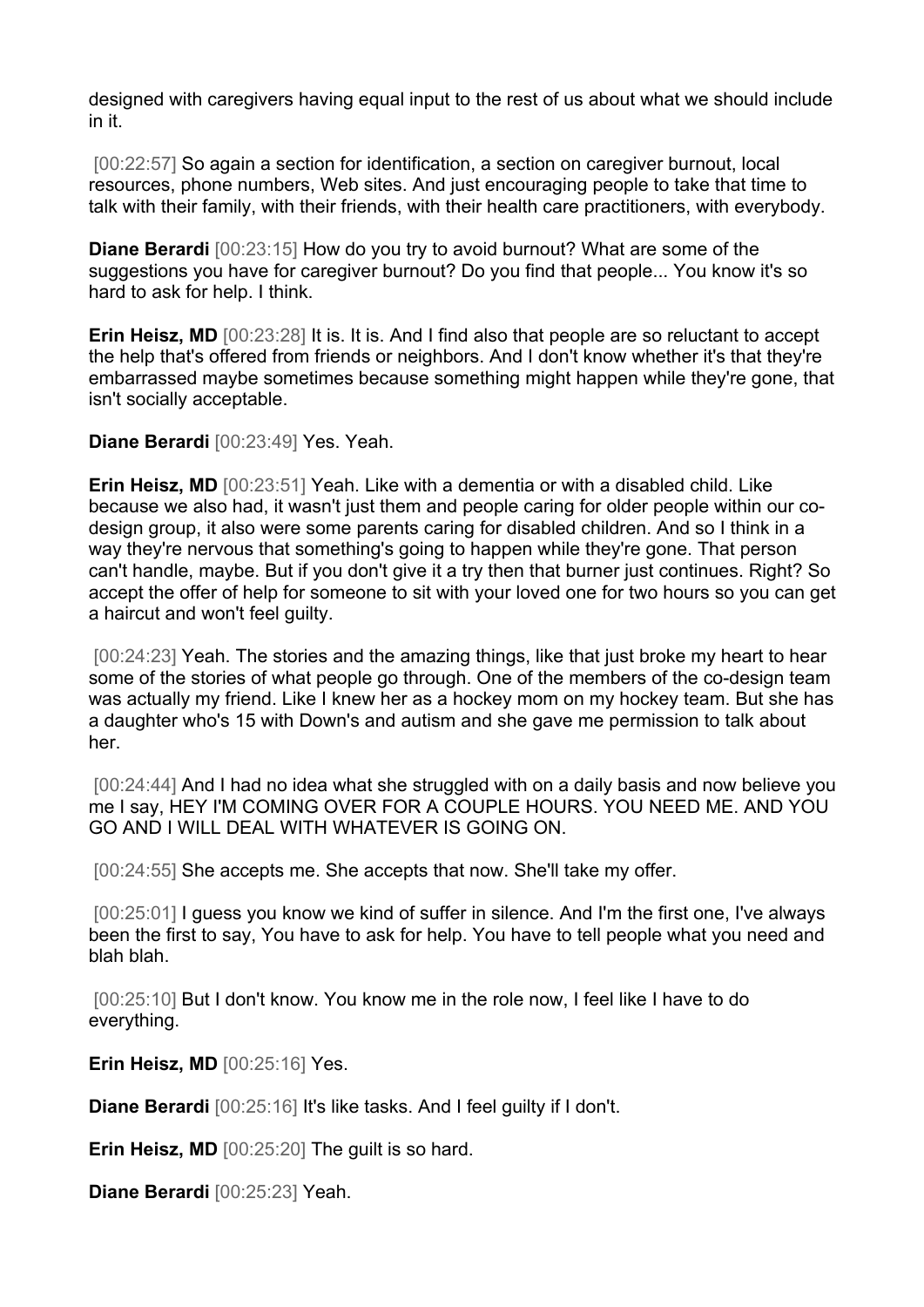designed with caregivers having equal input to the rest of us about what we should include in it.

[00:22:57] So again a section for identification, a section on caregiver burnout, local resources, phone numbers, Web sites. And just encouraging people to take that time to talk with their family, with their friends, with their health care practitioners, with everybody.

**Diane Berardi** [00:23:15] How do you try to avoid burnout? What are some of the suggestions you have for caregiver burnout? Do you find that people... You know it's so hard to ask for help. I think.

**Erin Heisz, MD** [00:23:28] It is. It is. And I find also that people are so reluctant to accept the help that's offered from friends or neighbors. And I don't know whether it's that they're embarrassed maybe sometimes because something might happen while they're gone, that isn't socially acceptable.

**Diane Berardi** [00:23:49] Yes. Yeah.

**Erin Heisz, MD** [00:23:51] Yeah. Like with a dementia or with a disabled child. Like because we also had, it wasn't just them and people caring for older people within our co-design group, it also were some parents caring for disabled children. And so I think in a way they're nervous that something's going to happen while they're gone. That person can't handle, maybe. But if you don't give it a try then that burner just continues. Right? So accept the offer of help for someone to sit with your loved one for two hours so you can get a haircut and won't feel guilty.

[00:24:23] Yeah. The stories and the amazing things, like that just broke my heart to hear some of the stories of what people go through. One of the members of the co-design team was actually my friend. Like I knew her as a hockey mom on my hockey team. But she has a daughter who's 15 with Down's and autism and she gave me permission to talk about her.

[00:24:44] And I had no idea what she struggled with on a daily basis and now believe you me I say, HEY I'M COMING OVER FOR A COUPLE HOURS. YOU NEED ME. AND YOU GO AND I WILL DEAL WITH WHATEVER IS GOING ON.

[00:24:55] She accepts me. She accepts that now. She'll take my offer.

[00:25:01] I guess you know we kind of suffer in silence. And I'm the first one, I've always been the first to say, You have to ask for help. You have to tell people what you need and blah blah.

[00:25:10] But I don't know. You know me in the role now, I feel like I have to do everything.

**Erin Heisz, MD** [00:25:16] Yes.

**Diane Berardi** [00:25:16] It's like tasks. And I feel guilty if I don't.

**Erin Heisz, MD** [00:25:20] The guilt is so hard.

**Diane Berardi** [00:25:23] Yeah.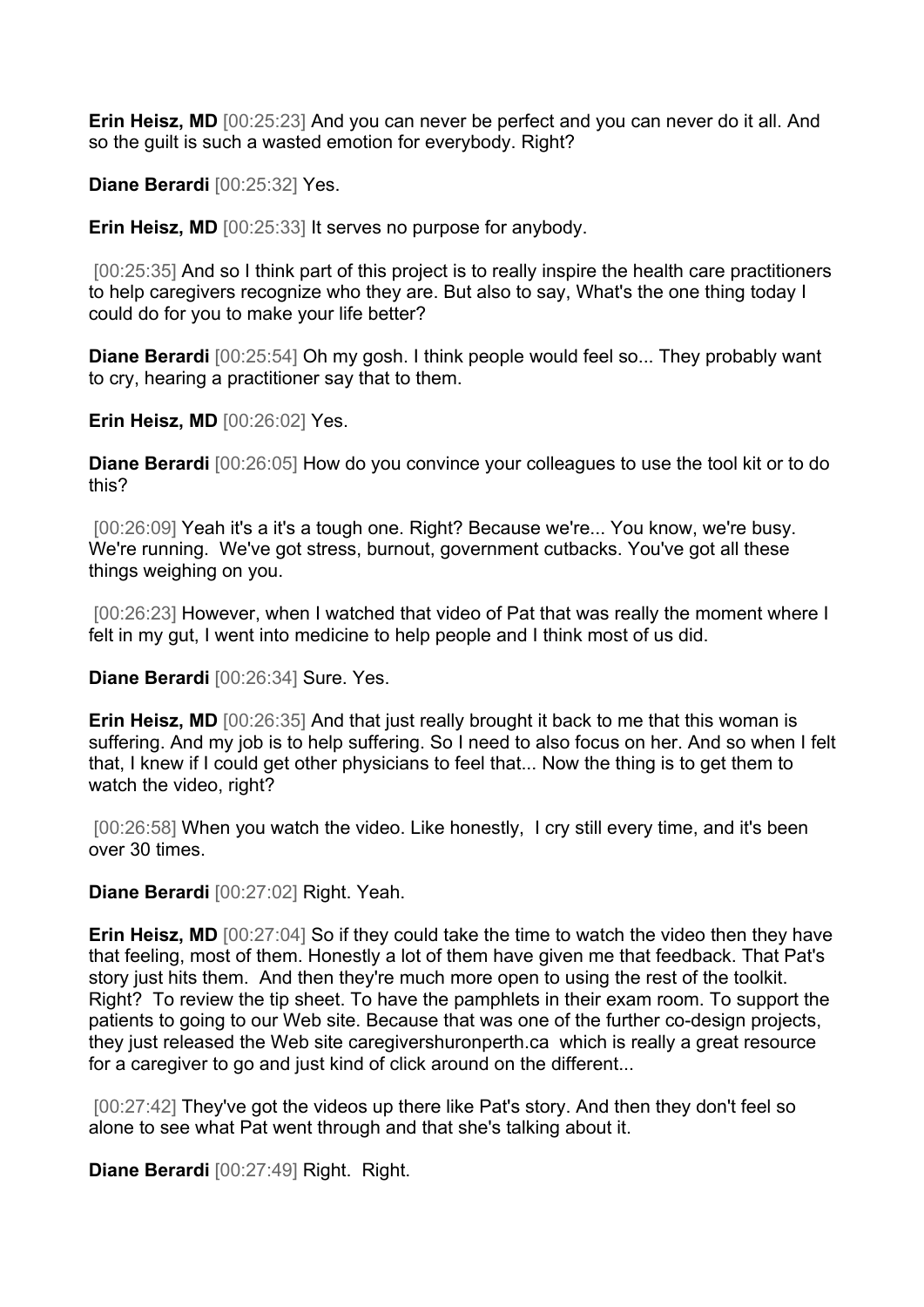**Erin Heisz, MD** [00:25:23] And you can never be perfect and you can never do it all. And so the guilt is such a wasted emotion for everybody. Right?

**Diane Berardi** [00:25:32] Yes.

**Erin Heisz, MD** [00:25:33] It serves no purpose for anybody.

[00:25:35] And so I think part of this project is to really inspire the health care practitioners to help caregivers recognize who they are. But also to say, What's the one thing today I could do for you to make your life better?

**Diane Berardi** [00:25:54] Oh my gosh. I think people would feel so... They probably want to cry, hearing a practitioner say that to them.

**Erin Heisz, MD** [00:26:02] Yes.

**Diane Berardi** [00:26:05] How do you convince your colleagues to use the tool kit or to do this?

[00:26:09] Yeah it's a it's a tough one. Right? Because we're... You know, we're busy. We're running. We've got stress, burnout, government cutbacks. You've got all these things weighing on you.

[00:26:23] However, when I watched that video of Pat that was really the moment where I felt in my gut, I went into medicine to help people and I think most of us did.

**Diane Berardi** [00:26:34] Sure. Yes.

**Erin Heisz, MD** [00:26:35] And that just really brought it back to me that this woman is suffering. And my job is to help suffering. So I need to also focus on her. And so when I felt that, I knew if I could get other physicians to feel that... Now the thing is to get them to watch the video, right?

[00:26:58] When you watch the video. Like honestly, I cry still every time, and it's been over 30 times.

**Diane Berardi** [00:27:02] Right. Yeah.

**Erin Heisz, MD** [00:27:04] So if they could take the time to watch the video then they have that feeling, most of them. Honestly a lot of them have given me that feedback. That Pat's story just hits them. And then they're much more open to using the rest of the toolkit. Right? To review the tip sheet. To have the pamphlets in their exam room. To support the patients to going to our Web site. Because that was one of the further co-design projects, they just released the Web site caregivershuronperth.ca which is really a great resource for a caregiver to go and just kind of click around on the different...

[00:27:42] They've got the videos up there like Pat's story. And then they don't feel so alone to see what Pat went through and that she's talking about it.

**Diane Berardi** [00:27:49] Right. Right.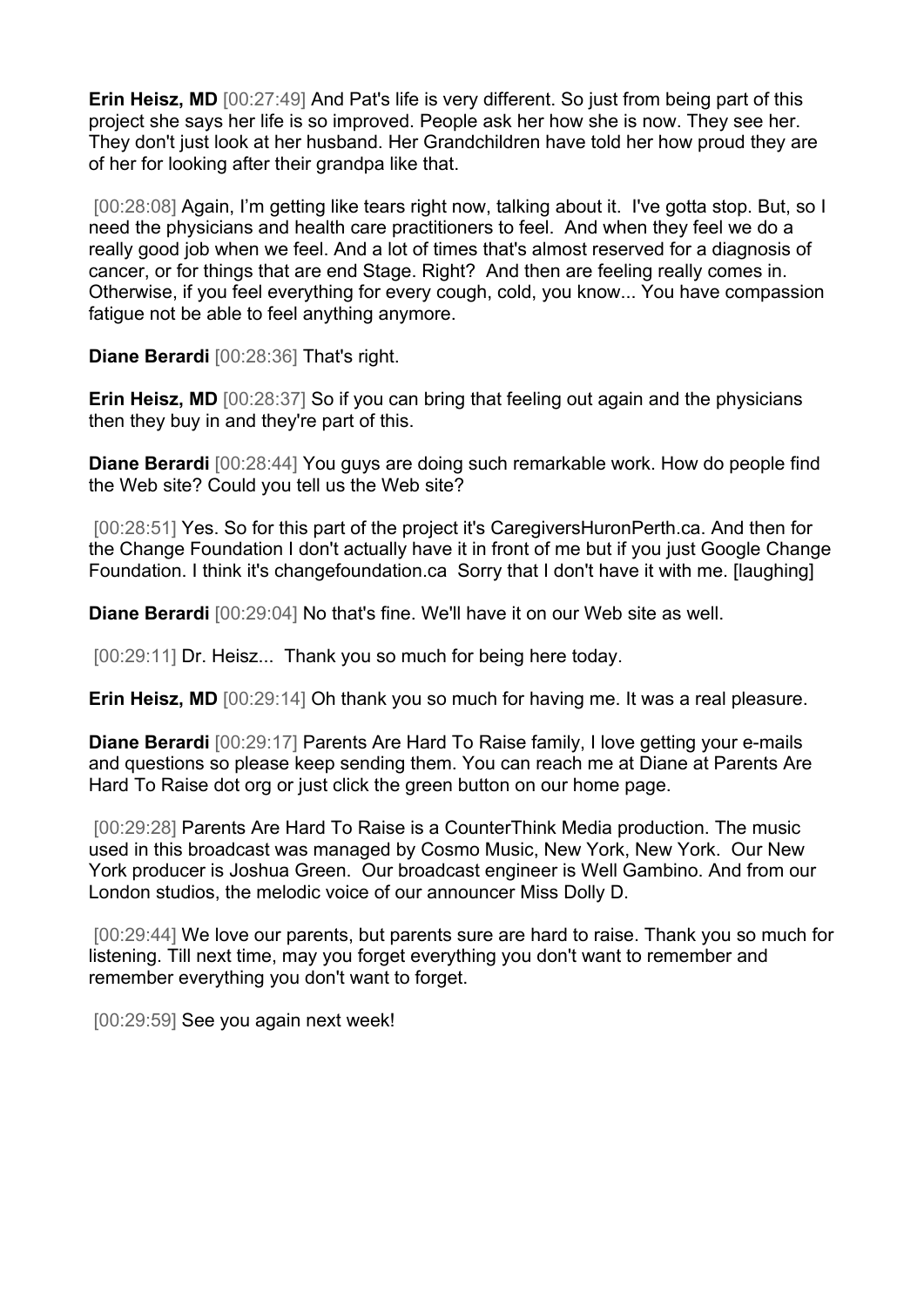**Erin Heisz, MD** [00:27:49] And Pat's life is very different. So just from being part of this project she says her life is so improved. People ask her how she is now. They see her. They don't just look at her husband. Her Grandchildren have told her how proud they are of her for looking after their grandpa like that.

[00:28:08] Again, I'm getting like tears right now, talking about it. I've gotta stop. But, so I need the physicians and health care practitioners to feel. And when they feel we do a really good job when we feel. And a lot of times that's almost reserved for a diagnosis of cancer, or for things that are end Stage. Right? And then are feeling really comes in. Otherwise, if you feel everything for every cough, cold, you know... You have compassion fatigue not be able to feel anything anymore.

**Diane Berardi** [00:28:36] That's right.

**Erin Heisz, MD** [00:28:37] So if you can bring that feeling out again and the physicians then they buy in and they're part of this.

**Diane Berardi** [00:28:44] You guys are doing such remarkable work. How do people find the Web site? Could you tell us the Web site?

[00:28:51] Yes. So for this part of the project it's CaregiversHuronPerth.ca. And then for the Change Foundation I don't actually have it in front of me but if you just Google Change Foundation. I think it's changefoundation.ca Sorry that I don't have it with me. [laughing]

**Diane Berardi** [00:29:04] No that's fine. We'll have it on our Web site as well.

[00:29:11] Dr. Heisz... Thank you so much for being here today.

**Erin Heisz, MD** [00:29:14] Oh thank you so much for having me. It was a real pleasure.

**Diane Berardi** [00:29:17] Parents Are Hard To Raise family, I love getting your e-mails and questions so please keep sending them. You can reach me at Diane at Parents Are Hard To Raise dot org or just click the green button on our home page.

[00:29:28] Parents Are Hard To Raise is a CounterThink Media production. The music used in this broadcast was managed by Cosmo Music, New York, New York. Our New York producer is Joshua Green. Our broadcast engineer is Well Gambino. And from our London studios, the melodic voice of our announcer Miss Dolly D.

[00:29:44] We love our parents, but parents sure are hard to raise. Thank you so much for listening. Till next time, may you forget everything you don't want to remember and remember everything you don't want to forget.

[00:29:59] See you again next week!